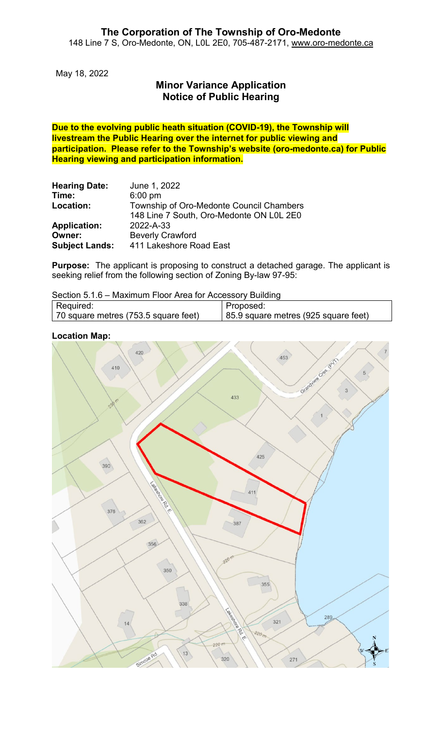# The Corporation of The Township of Oro-Medonte

148 Line 7 S, Oro-Medonte, ON, L0L 2E0, 705-487-2171, www.oro-medonte.ca

May 18, 2022

## Minor Variance Application
## Notice of Public Hearing

**Due to the evolving public heath situation (COVID-19), the Township will livestream the Public Hearing over the internet for public viewing and participation. Please refer to the Township's website (oro-medonte.ca) for Public Hearing viewing and participation information.**

**Hearing Date:** June 1, 2022
**Time:** 6:00 pm
**Location:** Township of Oro-Medonte Council Chambers
148 Line 7 South, Oro-Medonte ON L0L 2E0
**Application:** 2022-A-33
**Owner:** Beverly Crawford
**Subject Lands:** 411 Lakeshore Road East

**Purpose:** The applicant is proposing to construct a detached garage. The applicant is seeking relief from the following section of Zoning By-law 97-95:

Section 5.1.6 – Maximum Floor Area for Accessory Building

| Required: | Proposed: |
|---|---|
| 70 square metres (753.5 square feet) | 85.9 square metres (925 square feet) |

**Location Map:**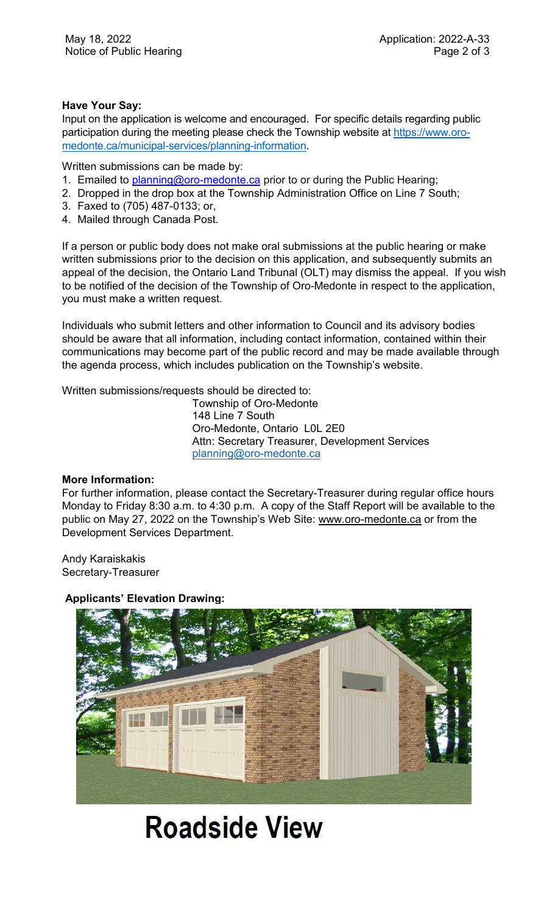**Have Your Say:**

Input on the application is welcome and encouraged. For specific details regarding public participation during the meeting please check the Township website at https://www.oro-medonte.ca/municipal-services/planning-information.

Written submissions can be made by:

1. Emailed to planning@oro-medonte.ca prior to or during the Public Hearing;
2. Dropped in the drop box at the Township Administration Office on Line 7 South;
3. Faxed to (705) 487-0133; or,
4. Mailed through Canada Post.

If a person or public body does not make oral submissions at the public hearing or make written submissions prior to the decision on this application, and subsequently submits an appeal of the decision, the Ontario Land Tribunal (OLT) may dismiss the appeal. If you wish to be notified of the decision of the Township of Oro-Medonte in respect to the application, you must make a written request.

Individuals who submit letters and other information to Council and its advisory bodies should be aware that all information, including contact information, contained within their communications may become part of the public record and may be made available through the agenda process, which includes publication on the Township's website.

Written submissions/requests should be directed to:

Township of Oro-Medonte
148 Line 7 South
Oro-Medonte, Ontario L0L 2E0
Attn: Secretary Treasurer, Development Services
planning@oro-medonte.ca

**More Information:**

For further information, please contact the Secretary-Treasurer during regular office hours Monday to Friday 8:30 a.m. to 4:30 p.m. A copy of the Staff Report will be available to the public on May 27, 2022 on the Township's Web Site: www.oro-medonte.ca or from the Development Services Department.

Andy Karaiskakis
Secretary-Treasurer

**Applicants' Elevation Drawing:**

Roadside View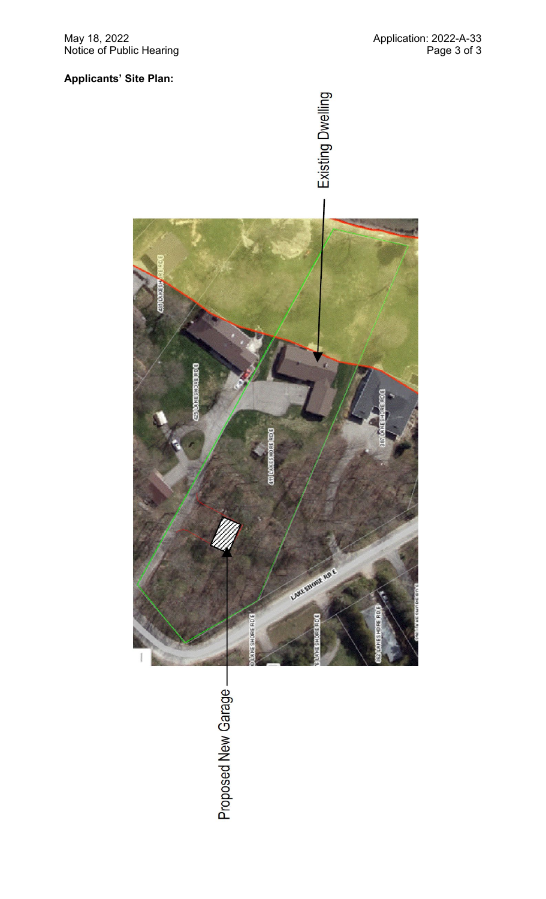**Applicants' Site Plan:**

Existing Dwelling

Proposed New Garage